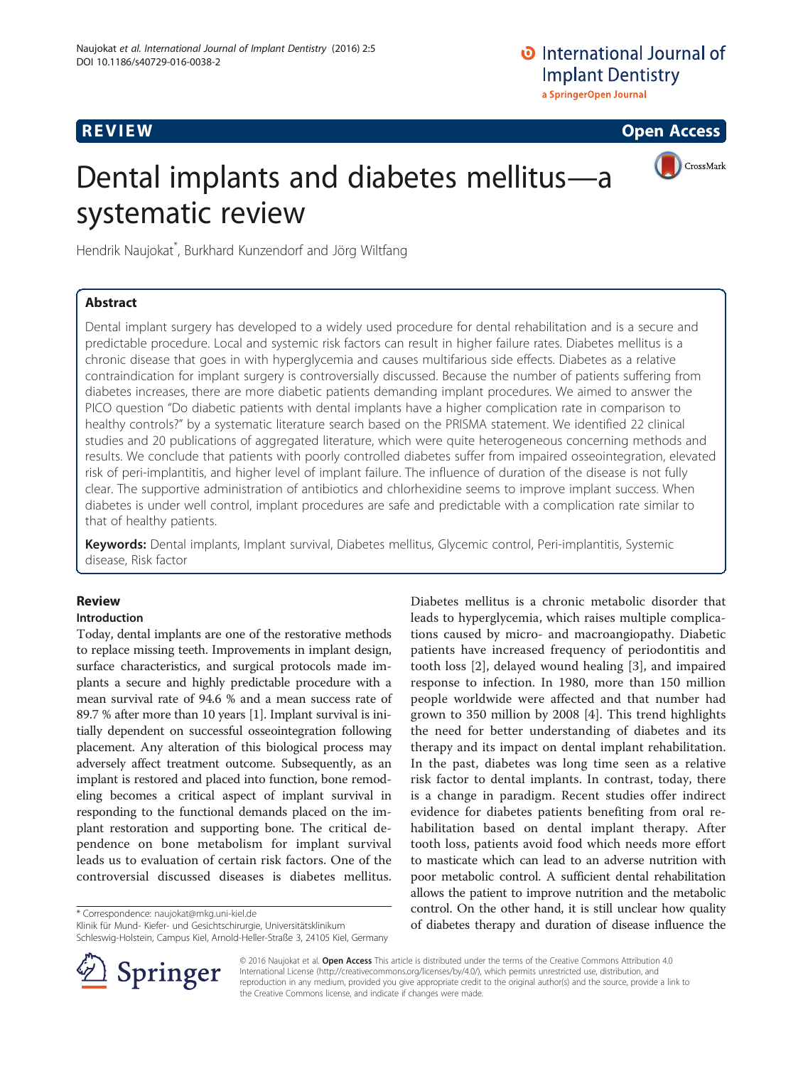REVIEW Open Access

# Dental implants and diabetes mellitus—a systematic review

Hendrik Naujokat*, Burkhard Kunzendorf and Jörg Wiltfang

## Abstract

Dental implant surgery has developed to a widely used procedure for dental rehabilitation and is a secure and predictable procedure. Local and systemic risk factors can result in higher failure rates. Diabetes mellitus is a chronic disease that goes in with hyperglycemia and causes multifarious side effects. Diabetes as a relative contraindication for implant surgery is controversially discussed. Because the number of patients suffering from diabetes increases, there are more diabetic patients demanding implant procedures. We aimed to answer the PICO question "Do diabetic patients with dental implants have a higher complication rate in comparison to healthy controls?" by a systematic literature search based on the PRISMA statement. We identified 22 clinical studies and 20 publications of aggregated literature, which were quite heterogeneous concerning methods and results. We conclude that patients with poorly controlled diabetes suffer from impaired osseointegration, elevated risk of peri-implantitis, and higher level of implant failure. The influence of duration of the disease is not fully clear. The supportive administration of antibiotics and chlorhexidine seems to improve implant success. When diabetes is under well control, implant procedures are safe and predictable with a complication rate similar to that of healthy patients.

**Keywords:** Dental implants, Implant survival, Diabetes mellitus, Glycemic control, Peri-implantitis, Systemic disease, Risk factor

## Review

### Introduction

Today, dental implants are one of the restorative methods to replace missing teeth. Improvements in implant design, surface characteristics, and surgical protocols made implants a secure and highly predictable procedure with a mean survival rate of 94.6 % and a mean success rate of 89.7 % after more than 10 years [1]. Implant survival is initially dependent on successful osseointegration following placement. Any alteration of this biological process may adversely affect treatment outcome. Subsequently, as an implant is restored and placed into function, bone remodeling becomes a critical aspect of implant survival in responding to the functional demands placed on the implant restoration and supporting bone. The critical dependence on bone metabolism for implant survival leads us to evaluation of certain risk factors. One of the controversial discussed diseases is diabetes mellitus. Diabetes mellitus is a chronic metabolic disorder that leads to hyperglycemia, which raises multiple complications caused by micro- and macroangiopathy. Diabetic patients have increased frequency of periodontitis and tooth loss [2], delayed wound healing [3], and impaired response to infection. In 1980, more than 150 million people worldwide were affected and that number had grown to 350 million by 2008 [4]. This trend highlights the need for better understanding of diabetes and its therapy and its impact on dental implant rehabilitation. In the past, diabetes was long time seen as a relative risk factor to dental implants. In contrast, today, there is a change in paradigm. Recent studies offer indirect evidence for diabetes patients benefiting from oral rehabilitation based on dental implant therapy. After tooth loss, patients avoid food which needs more effort to masticate which can lead to an adverse nutrition with poor metabolic control. A sufficient dental rehabilitation allows the patient to improve nutrition and the metabolic control. On the other hand, it is still unclear how quality of diabetes therapy and duration of disease influence the

\* Correspondence: naujokat@mkg.uni-kiel.de
Klinik für Mund- Kiefer- und Gesichtschirurgie, Universitätsklinikum Schleswig-Holstein, Campus Kiel, Arnold-Heller-Straße 3, 24105 Kiel, Germany

© 2016 Naujokat et al. **Open Access** This article is distributed under the terms of the Creative Commons Attribution 4.0 International License (http://creativecommons.org/licenses/by/4.0/), which permits unrestricted use, distribution, and reproduction in any medium, provided you give appropriate credit to the original author(s) and the source, provide a link to the Creative Commons license, and indicate if changes were made.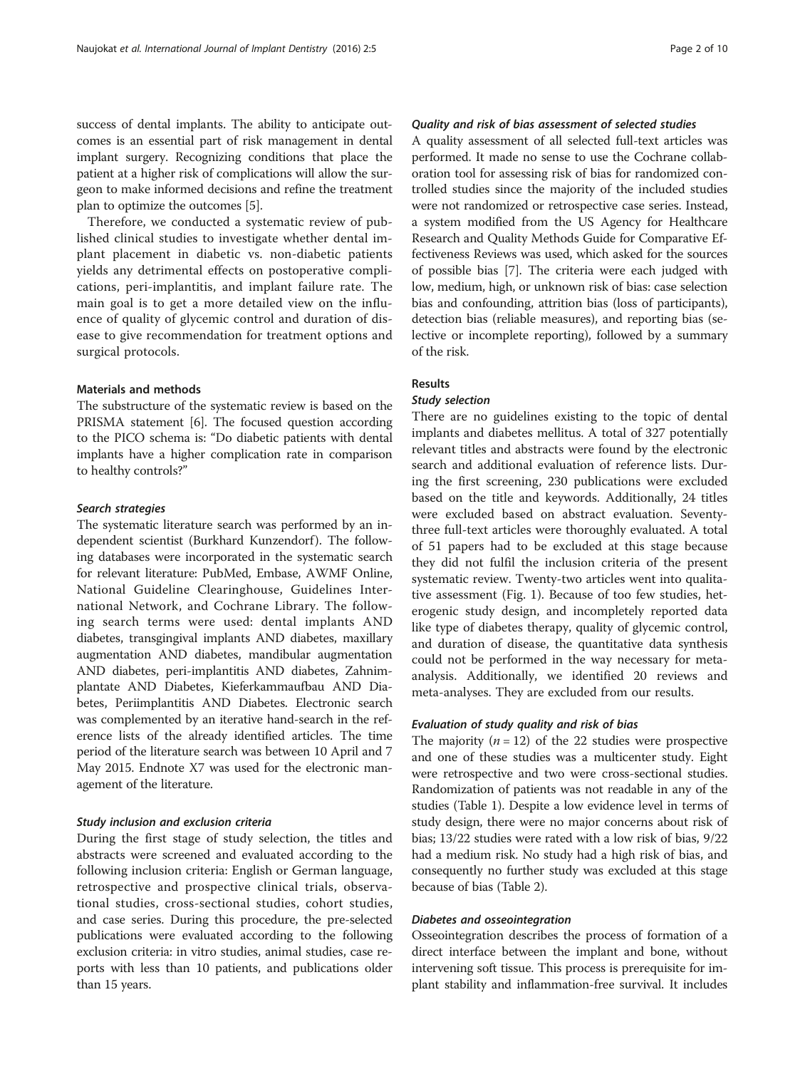success of dental implants. The ability to anticipate outcomes is an essential part of risk management in dental implant surgery. Recognizing conditions that place the patient at a higher risk of complications will allow the surgeon to make informed decisions and refine the treatment plan to optimize the outcomes [5].

Therefore, we conducted a systematic review of published clinical studies to investigate whether dental implant placement in diabetic vs. non-diabetic patients yields any detrimental effects on postoperative complications, peri-implantitis, and implant failure rate. The main goal is to get a more detailed view on the influence of quality of glycemic control and duration of disease to give recommendation for treatment options and surgical protocols.

## Materials and methods

The substructure of the systematic review is based on the PRISMA statement [6]. The focused question according to the PICO schema is: "Do diabetic patients with dental implants have a higher complication rate in comparison to healthy controls?"

### *Search strategies*

The systematic literature search was performed by an independent scientist (Burkhard Kunzendorf). The following databases were incorporated in the systematic search for relevant literature: PubMed, Embase, AWMF Online, National Guideline Clearinghouse, Guidelines International Network, and Cochrane Library. The following search terms were used: dental implants AND diabetes, transgingival implants AND diabetes, maxillary augmentation AND diabetes, mandibular augmentation AND diabetes, peri-implantitis AND diabetes, Zahnimplantate AND Diabetes, Kieferkammaufbau AND Diabetes, Periimplantitis AND Diabetes. Electronic search was complemented by an iterative hand-search in the reference lists of the already identified articles. The time period of the literature search was between 10 April and 7 May 2015. Endnote X7 was used for the electronic management of the literature.

### *Study inclusion and exclusion criteria*

During the first stage of study selection, the titles and abstracts were screened and evaluated according to the following inclusion criteria: English or German language, retrospective and prospective clinical trials, observational studies, cross-sectional studies, cohort studies, and case series. During this procedure, the pre-selected publications were evaluated according to the following exclusion criteria: in vitro studies, animal studies, case reports with less than 10 patients, and publications older than 15 years.

### *Quality and risk of bias assessment of selected studies*

A quality assessment of all selected full-text articles was performed. It made no sense to use the Cochrane collaboration tool for assessing risk of bias for randomized controlled studies since the majority of the included studies were not randomized or retrospective case series. Instead, a system modified from the US Agency for Healthcare Research and Quality Methods Guide for Comparative Effectiveness Reviews was used, which asked for the sources of possible bias [7]. The criteria were each judged with low, medium, high, or unknown risk of bias: case selection bias and confounding, attrition bias (loss of participants), detection bias (reliable measures), and reporting bias (selective or incomplete reporting), followed by a summary of the risk.

## Results

### *Study selection*

There are no guidelines existing to the topic of dental implants and diabetes mellitus. A total of 327 potentially relevant titles and abstracts were found by the electronic search and additional evaluation of reference lists. During the first screening, 230 publications were excluded based on the title and keywords. Additionally, 24 titles were excluded based on abstract evaluation. Seventy-three full-text articles were thoroughly evaluated. A total of 51 papers had to be excluded at this stage because they did not fulfil the inclusion criteria of the present systematic review. Twenty-two articles went into qualitative assessment (Fig. 1). Because of too few studies, heterogenic study design, and incompletely reported data like type of diabetes therapy, quality of glycemic control, and duration of disease, the quantitative data synthesis could not be performed in the way necessary for meta-analysis. Additionally, we identified 20 reviews and meta-analyses. They are excluded from our results.

### *Evaluation of study quality and risk of bias*

The majority ($n = 12$) of the 22 studies were prospective and one of these studies was a multicenter study. Eight were retrospective and two were cross-sectional studies. Randomization of patients was not readable in any of the studies (Table 1). Despite a low evidence level in terms of study design, there were no major concerns about risk of bias; 13/22 studies were rated with a low risk of bias, 9/22 had a medium risk. No study had a high risk of bias, and consequently no further study was excluded at this stage because of bias (Table 2).

### *Diabetes and osseointegration*

Osseointegration describes the process of formation of a direct interface between the implant and bone, without intervening soft tissue. This process is prerequisite for implant stability and inflammation-free survival. It includes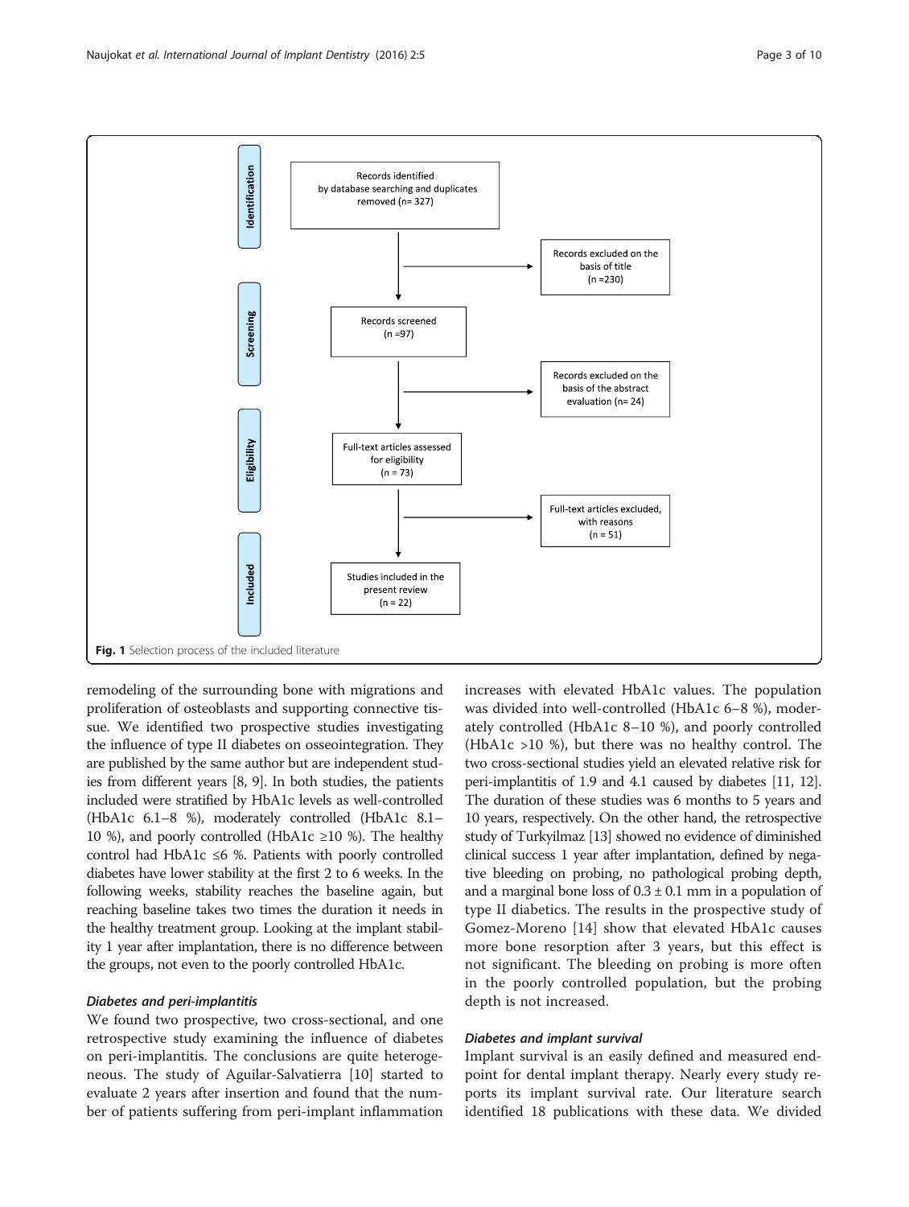Records identified by database searching and duplicates removed (n= 327)

Records excluded on the basis of title (n =230)

Records screened (n =97)

Records excluded on the basis of the abstract evaluation (n= 24)

Full-text articles assessed for eligibility (n = 73)

Full-text articles excluded, with reasons (n = 51)

Studies included in the present review (n = 22)

Identification · Screening · Eligibility · Included

**Fig. 1** Selection process of the included literature

remodeling of the surrounding bone with migrations and proliferation of osteoblasts and supporting connective tissue. We identified two prospective studies investigating the influence of type II diabetes on osseointegration. They are published by the same author but are independent studies from different years [8, 9]. In both studies, the patients included were stratified by HbA1c levels as well-controlled (HbA1c 6.1–8 %), moderately controlled (HbA1c 8.1–10 %), and poorly controlled (HbA1c ≥10 %). The healthy control had HbA1c ≤6 %. Patients with poorly controlled diabetes have lower stability at the first 2 to 6 weeks. In the following weeks, stability reaches the baseline again, but reaching baseline takes two times the duration it needs in the healthy treatment group. Looking at the implant stability 1 year after implantation, there is no difference between the groups, not even to the poorly controlled HbA1c.

#### *Diabetes and peri-implantitis*

We found two prospective, two cross-sectional, and one retrospective study examining the influence of diabetes on peri-implantitis. The conclusions are quite heterogeneous. The study of Aguilar-Salvatierra [10] started to evaluate 2 years after insertion and found that the number of patients suffering from peri-implant inflammation increases with elevated HbA1c values. The population was divided into well-controlled (HbA1c 6–8 %), moderately controlled (HbA1c 8–10 %), and poorly controlled (HbA1c >10 %), but there was no healthy control. The two cross-sectional studies yield an elevated relative risk for peri-implantitis of 1.9 and 4.1 caused by diabetes [11, 12]. The duration of these studies was 6 months to 5 years and 10 years, respectively. On the other hand, the retrospective study of Turkyilmaz [13] showed no evidence of diminished clinical success 1 year after implantation, defined by negative bleeding on probing, no pathological probing depth, and a marginal bone loss of $0.3 \pm 0.1$ mm in a population of type II diabetics. The results in the prospective study of Gomez-Moreno [14] show that elevated HbA1c causes more bone resorption after 3 years, but this effect is not significant. The bleeding on probing is more often in the poorly controlled population, but the probing depth is not increased.

#### *Diabetes and implant survival*

Implant survival is an easily defined and measured endpoint for dental implant therapy. Nearly every study reports its implant survival rate. Our literature search identified 18 publications with these data. We divided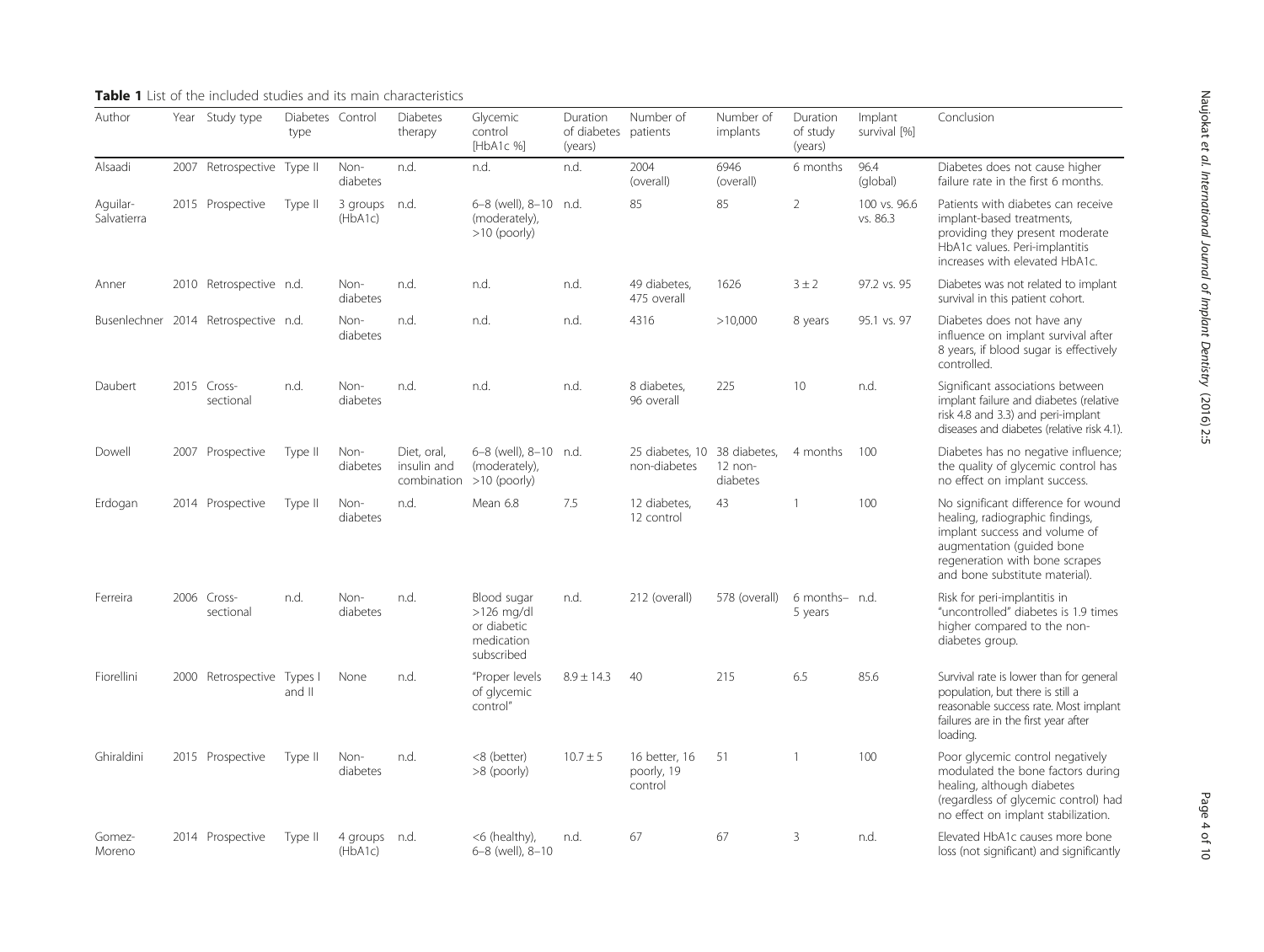**Table 1** List of the included studies and its main characteristics

| Author | Year | Study type | Diabetes type | Control | Diabetes therapy | Glycemic control [HbA1c %] | Duration of diabetes (years) | Number of patients | Number of implants | Duration of study (years) | Implant survival [%] | Conclusion |
|---|---|---|---|---|---|---|---|---|---|---|---|---|
| Alsaadi | 2007 | Retrospective | Type II | Non-diabetes | n.d. | n.d. | n.d. | 2004 (overall) | 6946 (overall) | 6 months | 96.4 (global) | Diabetes does not cause higher failure rate in the first 6 months. |
| Aguilar-Salvatierra | 2015 | Prospective | Type II | 3 groups (HbA1c) | n.d. | 6–8 (well), 8–10 (moderately), >10 (poorly) | n.d. | 85 | 85 | 2 | 100 vs. 96.6 vs. 86.3 | Patients with diabetes can receive implant-based treatments, providing they present moderate HbA1c values. Peri-implantitis increases with elevated HbA1c. |
| Anner | 2010 | Retrospective | n.d. | Non-diabetes | n.d. | n.d. | n.d. | 49 diabetes, 475 overall | 1626 | 3 ± 2 | 97.2 vs. 95 | Diabetes was not related to implant survival in this patient cohort. |
| Busenlechner | 2014 | Retrospective | n.d. | Non-diabetes | n.d. | n.d. | n.d. | 4316 | >10,000 | 8 years | 95.1 vs. 97 | Diabetes does not have any influence on implant survival after 8 years, if blood sugar is effectively controlled. |
| Daubert | 2015 | Cross-sectional | n.d. | Non-diabetes | n.d. | n.d. | n.d. | 8 diabetes, 96 overall | 225 | 10 | n.d. | Significant associations between implant failure and diabetes (relative risk 4.8 and 3.3) and peri-implant diseases and diabetes (relative risk 4.1). |
| Dowell | 2007 | Prospective | Type II | Non-diabetes | Diet, oral, insulin and combination | 6–8 (well), 8–10 (moderately), >10 (poorly) | n.d. | 25 diabetes, 10 non-diabetes | 38 diabetes, 12 non-diabetes | 4 months | 100 | Diabetes has no negative influence; the quality of glycemic control has no effect on implant success. |
| Erdogan | 2014 | Prospective | Type II | Non-diabetes | n.d. | Mean 6.8 | 7.5 | 12 diabetes, 12 control | 43 | 1 | 100 | No significant difference for wound healing, radiographic findings, implant success and volume of augmentation (guided bone regeneration with bone scrapes and bone substitute material). |
| Ferreira | 2006 | Cross-sectional | n.d. | Non-diabetes | n.d. | Blood sugar >126 mg/dl or diabetic medication subscribed | n.d. | 212 (overall) | 578 (overall) | 6 months–5 years | n.d. | Risk for peri-implantitis in "uncontrolled" diabetes is 1.9 times higher compared to the non-diabetes group. |
| Fiorellini | 2000 | Retrospective | Types I and II | None | n.d. | "Proper levels of glycemic control" | 8.9 ± 14.3 | 40 | 215 | 6.5 | 85.6 | Survival rate is lower than for general population, but there is still a reasonable success rate. Most implant failures are in the first year after loading. |
| Ghiraldini | 2015 | Prospective | Type II | Non-diabetes | n.d. | <8 (better) >8 (poorly) | 10.7 ± 5 | 16 better, 16 poorly, 19 control | 51 | 1 | 100 | Poor glycemic control negatively modulated the bone factors during healing, although diabetes (regardless of glycemic control) had no effect on implant stabilization. |
| Gomez-Moreno | 2014 | Prospective | Type II | 4 groups (HbA1c) | n.d. | <6 (healthy), 6–8 (well), 8–10 | n.d. | 67 | 67 | 3 | n.d. | Elevated HbA1c causes more bone loss (not significant) and significantly |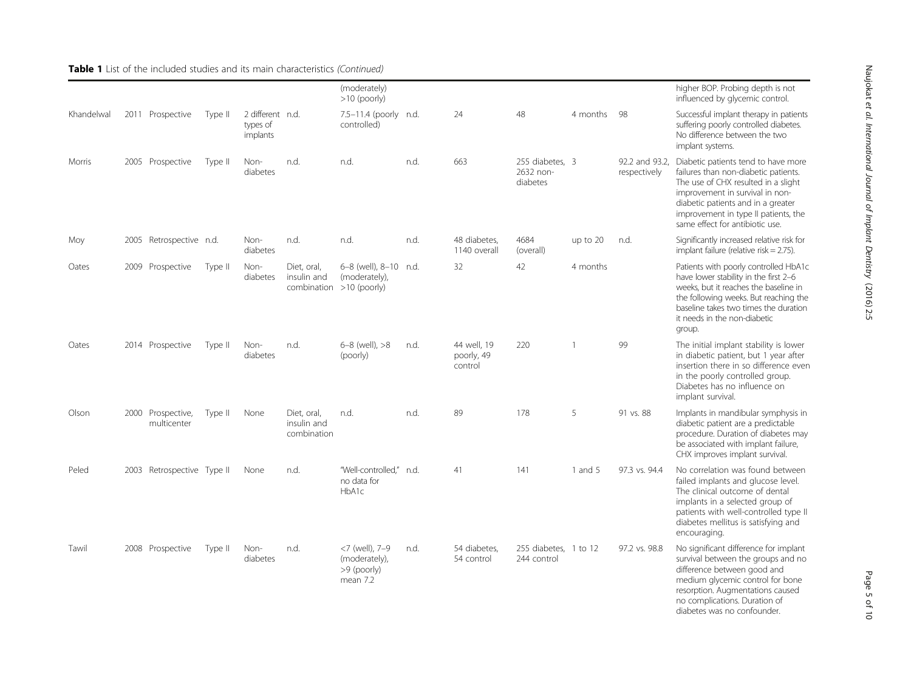**Table 1** List of the included studies and its main characteristics *(Continued)*

| | | | | | | | | | | | | |
|---|---|---|---|---|---|---|---|---|---|---|---|---|
| | | | | | | (moderately) >10 (poorly) | | | | | | higher BOP. Probing depth is not influenced by glycemic control. |
| Khandelwal | 2011 | Prospective | Type II | 2 different types of implants | n.d. | 7.5–11.4 (poorly controlled) | n.d. | 24 | 48 | 4 months | 98 | Successful implant therapy in patients suffering poorly controlled diabetes. No difference between the two implant systems. |
| Morris | 2005 | Prospective | Type II | Non-diabetes | n.d. | n.d. | n.d. | 663 | 255 diabetes, 2632 non-diabetes | 3 | 92.2 and 93.2, respectively | Diabetic patients tend to have more failures than non-diabetic patients. The use of CHX resulted in a slight improvement in survival in non-diabetic patients and in a greater improvement in type II patients, the same effect for antibiotic use. |
| Moy | 2005 | Retrospective | n.d. | Non-diabetes | n.d. | n.d. | n.d. | 48 diabetes, 1140 overall | 4684 (overall) | up to 20 | n.d. | Significantly increased relative risk for implant failure (relative risk = 2.75). |
| Oates | 2009 | Prospective | Type II | Non-diabetes | Diet, oral, insulin and combination | 6–8 (well), 8–10 (moderately), >10 (poorly) | n.d. | 32 | 42 | 4 months | | Patients with poorly controlled HbA1c have lower stability in the first 2–6 weeks, but it reaches the baseline in the following weeks. But reaching the baseline takes two times the duration it needs in the non-diabetic group. |
| Oates | 2014 | Prospective | Type II | Non-diabetes | n.d. | 6–8 (well), >8 (poorly) | n.d. | 44 well, 19 poorly, 49 control | 220 | 1 | 99 | The initial implant stability is lower in diabetic patient, but 1 year after insertion there in so difference even in the poorly controlled group. Diabetes has no influence on implant survival. |
| Olson | 2000 | Prospective, multicenter | Type II | None | Diet, oral, insulin and combination | n.d. | n.d. | 89 | 178 | 5 | 91 vs. 88 | Implants in mandibular symphysis in diabetic patient are a predictable procedure. Duration of diabetes may be associated with implant failure, CHX improves implant survival. |
| Peled | 2003 | Retrospective | Type II | None | n.d. | "Well-controlled," no data for HbA1c | n.d. | 41 | 141 | 1 and 5 | 97.3 vs. 94.4 | No correlation was found between failed implants and glucose level. The clinical outcome of dental implants in a selected group of patients with well-controlled type II diabetes mellitus is satisfying and encouraging. |
| Tawil | 2008 | Prospective | Type II | Non-diabetes | n.d. | <7 (well), 7–9 (moderately), >9 (poorly) mean 7.2 | n.d. | 54 diabetes, 54 control | 255 diabetes, 244 control | 1 to 12 | 97.2 vs. 98.8 | No significant difference for implant survival between the groups and no difference between good and medium glycemic control for bone resorption. Augmentations caused no complications. Duration of diabetes was no confounder. |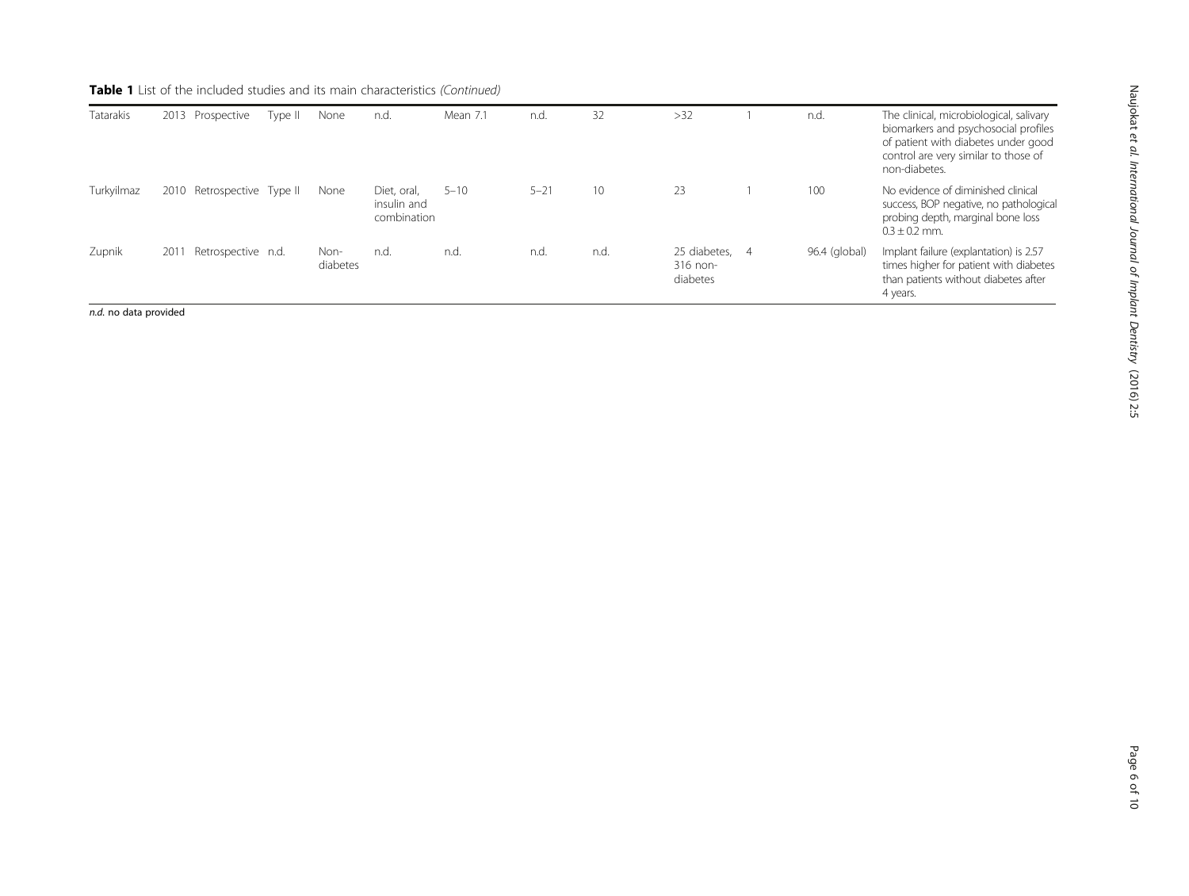**Table 1** List of the included studies and its main characteristics *(Continued)*

| | | | | | | | | | | | | |
|---|---|---|---|---|---|---|---|---|---|---|---|---|
| Tatarakis | 2013 | Prospective | Type II | None | n.d. | Mean 7.1 | n.d. | 32 | >32 | 1 | n.d. | The clinical, microbiological, salivary biomarkers and psychosocial profiles of patient with diabetes under good control are very similar to those of non-diabetes. |
| Turkyilmaz | 2010 | Retrospective | Type II | None | Diet, oral, insulin and combination | 5–10 | 5–21 | 10 | 23 | 1 | 100 | No evidence of diminished clinical success, BOP negative, no pathological probing depth, marginal bone loss 0.3 ± 0.2 mm. |
| Zupnik | 2011 | Retrospective | n.d. | Non-diabetes | n.d. | n.d. | n.d. | n.d. | 25 diabetes, 316 non-diabetes | 4 | 96.4 (global) | Implant failure (explantation) is 2.57 times higher for patient with diabetes than patients without diabetes after 4 years. |

*n.d.* no data provided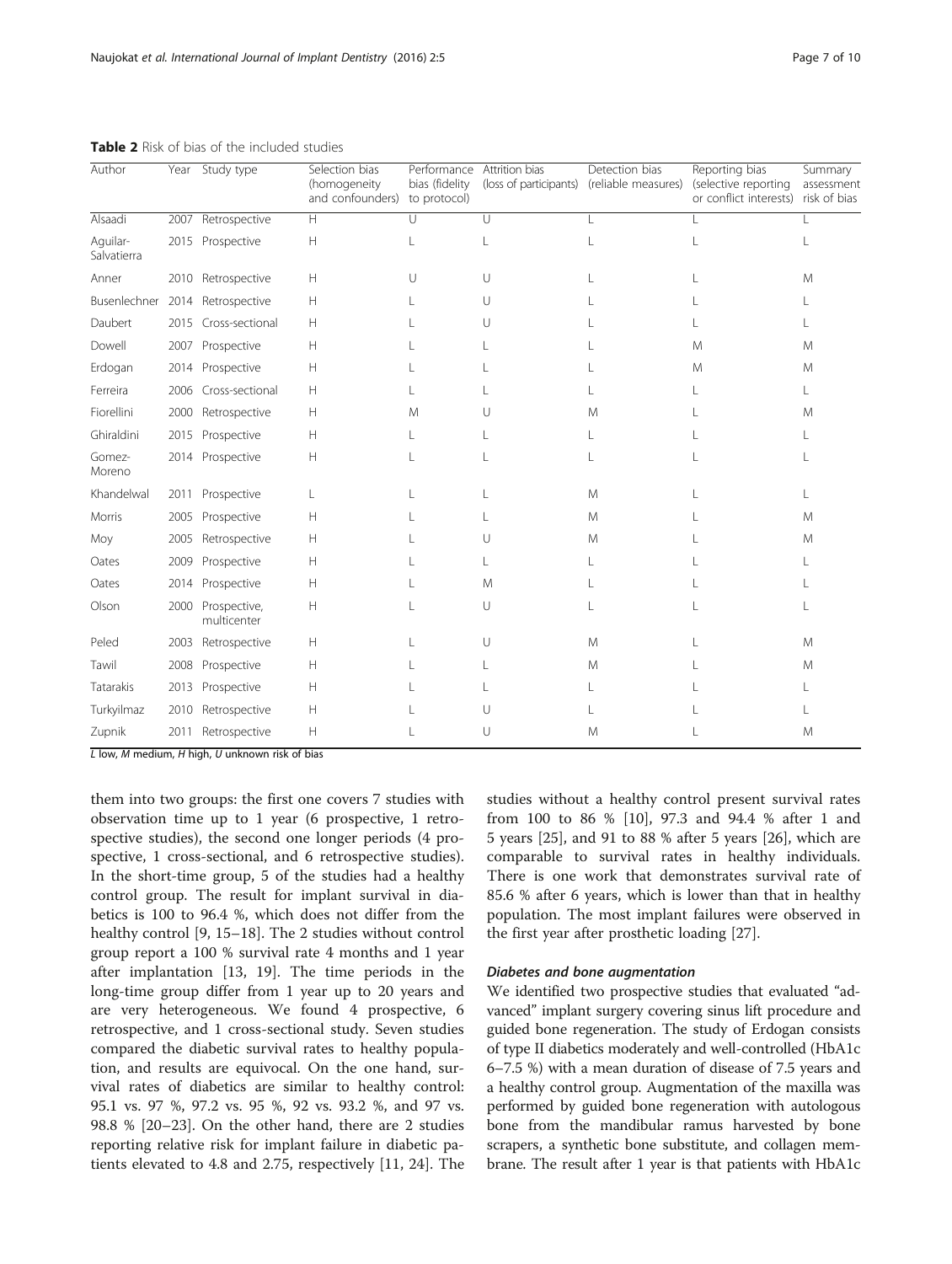**Table 2** Risk of bias of the included studies

| Author | Year | Study type | Selection bias (homogeneity and confounders) | Performance bias (fidelity to protocol) | Attrition bias (loss of participants) | Detection bias (reliable measures) | Reporting bias (selective reporting or conflict interests) | Summary assessment risk of bias |
|---|---|---|---|---|---|---|---|---|
| Alsaadi | 2007 | Retrospective | H | U | U | L | L | L |
| Aguilar-Salvatierra | 2015 | Prospective | H | L | L | L | L | L |
| Anner | 2010 | Retrospective | H | U | U | L | L | M |
| Busenlechner | 2014 | Retrospective | H | L | U | L | L | L |
| Daubert | 2015 | Cross-sectional | H | L | U | L | L | L |
| Dowell | 2007 | Prospective | H | L | L | L | M | M |
| Erdogan | 2014 | Prospective | H | L | L | L | M | M |
| Ferreira | 2006 | Cross-sectional | H | L | L | L | L | L |
| Fiorellini | 2000 | Retrospective | H | M | U | M | L | M |
| Ghiraldini | 2015 | Prospective | H | L | L | L | L | L |
| Gomez-Moreno | 2014 | Prospective | H | L | L | L | L | L |
| Khandelwal | 2011 | Prospective | L | L | L | M | L | L |
| Morris | 2005 | Prospective | H | L | L | M | L | M |
| Moy | 2005 | Retrospective | H | L | U | M | L | M |
| Oates | 2009 | Prospective | H | L | L | L | L | L |
| Oates | 2014 | Prospective | H | L | M | L | L | L |
| Olson | 2000 | Prospective, multicenter | H | L | U | L | L | L |
| Peled | 2003 | Retrospective | H | L | U | M | L | M |
| Tawil | 2008 | Prospective | H | L | L | M | L | M |
| Tatarakis | 2013 | Prospective | H | L | L | L | L | L |
| Turkyilmaz | 2010 | Retrospective | H | L | U | L | L | L |
| Zupnik | 2011 | Retrospective | H | L | U | M | L | M |

*L* low, *M* medium, *H* high, *U* unknown risk of bias

them into two groups: the first one covers 7 studies with observation time up to 1 year (6 prospective, 1 retrospective studies), the second one longer periods (4 prospective, 1 cross-sectional, and 6 retrospective studies). In the short-time group, 5 of the studies had a healthy control group. The result for implant survival in diabetics is 100 to 96.4 %, which does not differ from the healthy control [9, 15–18]. The 2 studies without control group report a 100 % survival rate 4 months and 1 year after implantation [13, 19]. The time periods in the long-time group differ from 1 year up to 20 years and are very heterogeneous. We found 4 prospective, 6 retrospective, and 1 cross-sectional study. Seven studies compared the diabetic survival rates to healthy population, and results are equivocal. On the one hand, survival rates of diabetics are similar to healthy control: 95.1 vs. 97 %, 97.2 vs. 95 %, 92 vs. 93.2 %, and 97 vs. 98.8 % [20–23]. On the other hand, there are 2 studies reporting relative risk for implant failure in diabetic patients elevated to 4.8 and 2.75, respectively [11, 24]. The studies without a healthy control present survival rates from 100 to 86 % [10], 97.3 and 94.4 % after 1 and 5 years [25], and 91 to 88 % after 5 years [26], which are comparable to survival rates in healthy individuals. There is one work that demonstrates survival rate of 85.6 % after 6 years, which is lower than that in healthy population. The most implant failures were observed in the first year after prosthetic loading [27].

#### *Diabetes and bone augmentation*

We identified two prospective studies that evaluated "advanced" implant surgery covering sinus lift procedure and guided bone regeneration. The study of Erdogan consists of type II diabetics moderately and well-controlled (HbA1c 6–7.5 %) with a mean duration of disease of 7.5 years and a healthy control group. Augmentation of the maxilla was performed by guided bone regeneration with autologous bone from the mandibular ramus harvested by bone scrapers, a synthetic bone substitute, and collagen membrane. The result after 1 year is that patients with HbA1c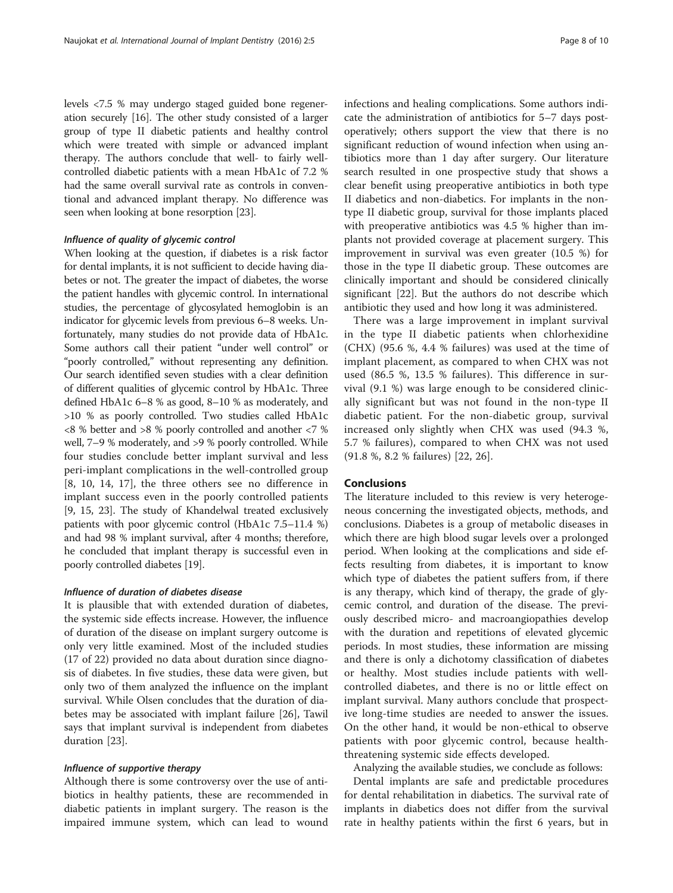levels <7.5 % may undergo staged guided bone regeneration securely [16]. The other study consisted of a larger group of type II diabetic patients and healthy control which were treated with simple or advanced implant therapy. The authors conclude that well- to fairly well-controlled diabetic patients with a mean HbA1c of 7.2 % had the same overall survival rate as controls in conventional and advanced implant therapy. No difference was seen when looking at bone resorption [23].

#### *Influence of quality of glycemic control*

When looking at the question, if diabetes is a risk factor for dental implants, it is not sufficient to decide having diabetes or not. The greater the impact of diabetes, the worse the patient handles with glycemic control. In international studies, the percentage of glycosylated hemoglobin is an indicator for glycemic levels from previous 6–8 weeks. Unfortunately, many studies do not provide data of HbA1c. Some authors call their patient "under well control" or "poorly controlled," without representing any definition. Our search identified seven studies with a clear definition of different qualities of glycemic control by HbA1c. Three defined HbA1c 6–8 % as good, 8–10 % as moderately, and >10 % as poorly controlled. Two studies called HbA1c <8 % better and >8 % poorly controlled and another <7 % well, 7–9 % moderately, and >9 % poorly controlled. While four studies conclude better implant survival and less peri-implant complications in the well-controlled group [8, 10, 14, 17], the three others see no difference in implant success even in the poorly controlled patients [9, 15, 23]. The study of Khandelwal treated exclusively patients with poor glycemic control (HbA1c 7.5–11.4 %) and had 98 % implant survival, after 4 months; therefore, he concluded that implant therapy is successful even in poorly controlled diabetes [19].

#### *Influence of duration of diabetes disease*

It is plausible that with extended duration of diabetes, the systemic side effects increase. However, the influence of duration of the disease on implant surgery outcome is only very little examined. Most of the included studies (17 of 22) provided no data about duration since diagnosis of diabetes. In five studies, these data were given, but only two of them analyzed the influence on the implant survival. While Olsen concludes that the duration of diabetes may be associated with implant failure [26], Tawil says that implant survival is independent from diabetes duration [23].

#### *Influence of supportive therapy*

Although there is some controversy over the use of antibiotics in healthy patients, these are recommended in diabetic patients in implant surgery. The reason is the impaired immune system, which can lead to wound infections and healing complications. Some authors indicate the administration of antibiotics for 5–7 days postoperatively; others support the view that there is no significant reduction of wound infection when using antibiotics more than 1 day after surgery. Our literature search resulted in one prospective study that shows a clear benefit using preoperative antibiotics in both type II diabetics and non-diabetics. For implants in the non-type II diabetic group, survival for those implants placed with preoperative antibiotics was 4.5 % higher than implants not provided coverage at placement surgery. This improvement in survival was even greater (10.5 %) for those in the type II diabetic group. These outcomes are clinically important and should be considered clinically significant [22]. But the authors do not describe which antibiotic they used and how long it was administered.

There was a large improvement in implant survival in the type II diabetic patients when chlorhexidine (CHX) (95.6 %, 4.4 % failures) was used at the time of implant placement, as compared to when CHX was not used (86.5 %, 13.5 % failures). This difference in survival (9.1 %) was large enough to be considered clinically significant but was not found in the non-type II diabetic patient. For the non-diabetic group, survival increased only slightly when CHX was used (94.3 %, 5.7 % failures), compared to when CHX was not used (91.8 %, 8.2 % failures) [22, 26].

## Conclusions

The literature included to this review is very heterogeneous concerning the investigated objects, methods, and conclusions. Diabetes is a group of metabolic diseases in which there are high blood sugar levels over a prolonged period. When looking at the complications and side effects resulting from diabetes, it is important to know which type of diabetes the patient suffers from, if there is any therapy, which kind of therapy, the grade of glycemic control, and duration of the disease. The previously described micro- and macroangiopathies develop with the duration and repetitions of elevated glycemic periods. In most studies, these information are missing and there is only a dichotomy classification of diabetes or healthy. Most studies include patients with well-controlled diabetes, and there is no or little effect on implant survival. Many authors conclude that prospective long-time studies are needed to answer the issues. On the other hand, it would be non-ethical to observe patients with poor glycemic control, because health-threatening systemic side effects developed.

Analyzing the available studies, we conclude as follows:

Dental implants are safe and predictable procedures for dental rehabilitation in diabetics. The survival rate of implants in diabetics does not differ from the survival rate in healthy patients within the first 6 years, but in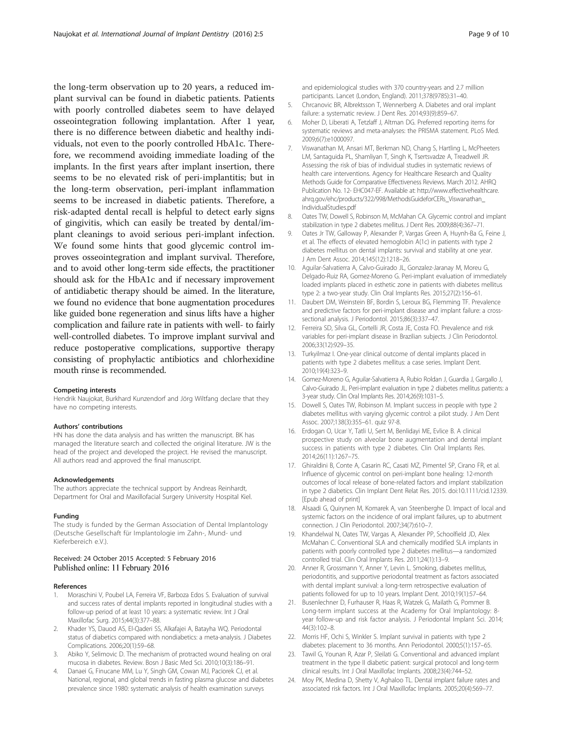the long-term observation up to 20 years, a reduced implant survival can be found in diabetic patients. Patients with poorly controlled diabetes seem to have delayed osseointegration following implantation. After 1 year, there is no difference between diabetic and healthy individuals, not even to the poorly controlled HbA1c. Therefore, we recommend avoiding immediate loading of the implants. In the first years after implant insertion, there seems to be no elevated risk of peri-implantitis; but in the long-term observation, peri-implant inflammation seems to be increased in diabetic patients. Therefore, a risk-adapted dental recall is helpful to detect early signs of gingivitis, which can easily be treated by dental/implant cleanings to avoid serious peri-implant infection. We found some hints that good glycemic control improves osseointegration and implant survival. Therefore, and to avoid other long-term side effects, the practitioner should ask for the HbA1c and if necessary improvement of antidiabetic therapy should be aimed. In the literature, we found no evidence that bone augmentation procedures like guided bone regeneration and sinus lifts have a higher complication and failure rate in patients with well- to fairly well-controlled diabetes. To improve implant survival and reduce postoperative complications, supportive therapy consisting of prophylactic antibiotics and chlorhexidine mouth rinse is recommended.

#### Competing interests

Hendrik Naujokat, Burkhard Kunzendorf and Jörg Wiltfang declare that they have no competing interests.

#### Authors' contributions

HN has done the data analysis and has written the manuscript. BK has managed the literature search and collected the original literature. JW is the head of the project and developed the project. He revised the manuscript. All authors read and approved the final manuscript.

#### Acknowledgements

The authors appreciate the technical support by Andreas Reinhardt, Department for Oral and Maxillofacial Surgery University Hospital Kiel.

#### Funding

The study is funded by the German Association of Dental Implantology (Deutsche Gesellschaft für Implantologie im Zahn-, Mund- und Kieferbereich e.V.).

Received: 24 October 2015 Accepted: 5 February 2016
Published online: 11 February 2016

#### References

1. Moraschini V, Poubel LA, Ferreira VF, Barboza Edos S. Evaluation of survival and success rates of dental implants reported in longitudinal studies with a follow-up period of at least 10 years: a systematic review. Int J Oral Maxillofac Surg. 2015;44(3):377–88.
2. Khader YS, Dauod AS, El-Qaderi SS, Alkafajei A, Batayha WQ. Periodontal status of diabetics compared with nondiabetics: a meta-analysis. J Diabetes Complications. 2006;20(1):59–68.
3. Abiko Y, Selimovic D. The mechanism of protracted wound healing on oral mucosa in diabetes. Review. Bosn J Basic Med Sci. 2010;10(3):186–91.
4. Danaei G, Finucane MM, Lu Y, Singh GM, Cowan MJ, Paciorek CJ, et al. National, regional, and global trends in fasting plasma glucose and diabetes prevalence since 1980: systematic analysis of health examination surveys and epidemiological studies with 370 country-years and 2.7 million participants. Lancet (London, England). 2011;378(9785):31–40.
5. Chrcanovic BR, Albrektsson T, Wennerberg A. Diabetes and oral implant failure: a systematic review. J Dent Res. 2014;93(9):859–67.
6. Moher D, Liberati A, Tetzlaff J, Altman DG. Preferred reporting items for systematic reviews and meta-analyses: the PRISMA statement. PLoS Med. 2009;6(7):e1000097.
7. Viswanathan M, Ansari MT, Berkman ND, Chang S, Hartling L, McPheeters LM, Santaguida PL, Shamliyan T, Singh K, Tsertsvadze A, Treadwell JR. Assessing the risk of bias of individual studies in systematic reviews of health care interventions. Agency for Healthcare Research and Quality Methods Guide for Comparative Effectiveness Reviews. March 2012. AHRQ Publication No. 12- EHC047-EF. Available at: http://www.effectivehealthcare.ahrq.gov/ehc/products/322/998/MethodsGuideforCERs_Viswanathan_IndividualStudies.pdf
8. Oates TW, Dowell S, Robinson M, McMahan CA. Glycemic control and implant stabilization in type 2 diabetes mellitus. J Dent Res. 2009;88(4):367–71.
9. Oates Jr TW, Galloway P, Alexander P, Vargas Green A, Huynh-Ba G, Feine J, et al. The effects of elevated hemoglobin A(1c) in patients with type 2 diabetes mellitus on dental implants: survival and stability at one year. J Am Dent Assoc. 2014;145(12):1218–26.
10. Aguilar-Salvatierra A, Calvo-Guirado JL, Gonzalez-Jaranay M, Moreu G, Delgado-Ruiz RA, Gomez-Moreno G. Peri-implant evaluation of immediately loaded implants placed in esthetic zone in patients with diabetes mellitus type 2: a two-year study. Clin Oral Implants Res. 2015;27(2):156–61.
11. Daubert DM, Weinstein BF, Bordin S, Leroux BG, Flemming TF. Prevalence and predictive factors for peri-implant disease and implant failure: a cross-sectional analysis. J Periodontol. 2015;86(3):337–47.
12. Ferreira SD, Silva GL, Cortelli JR, Costa JE, Costa FO. Prevalence and risk variables for peri-implant disease in Brazilian subjects. J Clin Periodontol. 2006;33(12):929–35.
13. Turkyilmaz I. One-year clinical outcome of dental implants placed in patients with type 2 diabetes mellitus: a case series. Implant Dent. 2010;19(4):323–9.
14. Gomez-Moreno G, Aguilar-Salvatierra A, Rubio Roldan J, Guardia J, Gargallo J, Calvo-Guirado JL. Peri-implant evaluation in type 2 diabetes mellitus patients: a 3-year study. Clin Oral Implants Res. 2014;26(9):1031–5.
15. Dowell S, Oates TW, Robinson M. Implant success in people with type 2 diabetes mellitus with varying glycemic control: a pilot study. J Am Dent Assoc. 2007;138(3):355–61. quiz 97-8.
16. Erdogan O, Ucar Y, Tatli U, Sert M, Benlidayi ME, Evlice B. A clinical prospective study on alveolar bone augmentation and dental implant success in patients with type 2 diabetes. Clin Oral Implants Res. 2014;26(11):1267–75.
17. Ghiraldini B, Conte A, Casarin RC, Casati MZ, Pimentel SP, Cirano FR, et al. Influence of glycemic control on peri-implant bone healing: 12-month outcomes of local release of bone-related factors and implant stabilization in type 2 diabetics. Clin Implant Dent Relat Res. 2015. doi:10.1111/cid.12339. [Epub ahead of print]
18. Alsaadi G, Quirynen M, Komarek A, van Steenberghe D. Impact of local and systemic factors on the incidence of oral implant failures, up to abutment connection. J Clin Periodontol. 2007;34(7):610–7.
19. Khandelwal N, Oates TW, Vargas A, Alexander PP, Schoolfield JD, Alex McMahan C. Conventional SLA and chemically modified SLA implants in patients with poorly controlled type 2 diabetes mellitus—a randomized controlled trial. Clin Oral Implants Res. 2011;24(1):13–9.
20. Anner R, Grossmann Y, Anner Y, Levin L. Smoking, diabetes mellitus, periodontitis, and supportive periodontal treatment as factors associated with dental implant survival: a long-term retrospective evaluation of patients followed for up to 10 years. Implant Dent. 2010;19(1):57–64.
21. Busenlechner D, Furhauser R, Haas R, Watzek G, Mailath G, Pommer B. Long-term implant success at the Academy for Oral Implantology: 8-year follow-up and risk factor analysis. J Periodontal Implant Sci. 2014;44(3):102–8.
22. Morris HF, Ochi S, Winkler S. Implant survival in patients with type 2 diabetes: placement to 36 months. Ann Periodontol. 2000;5(1):157–65.
23. Tawil G, Younan R, Azar P, Sleilati G. Conventional and advanced implant treatment in the type II diabetic patient: surgical protocol and long-term clinical results. Int J Oral Maxillofac Implants. 2008;23(4):744–52.
24. Moy PK, Medina D, Shetty V, Aghaloo TL. Dental implant failure rates and associated risk factors. Int J Oral Maxillofac Implants. 2005;20(4):569–77.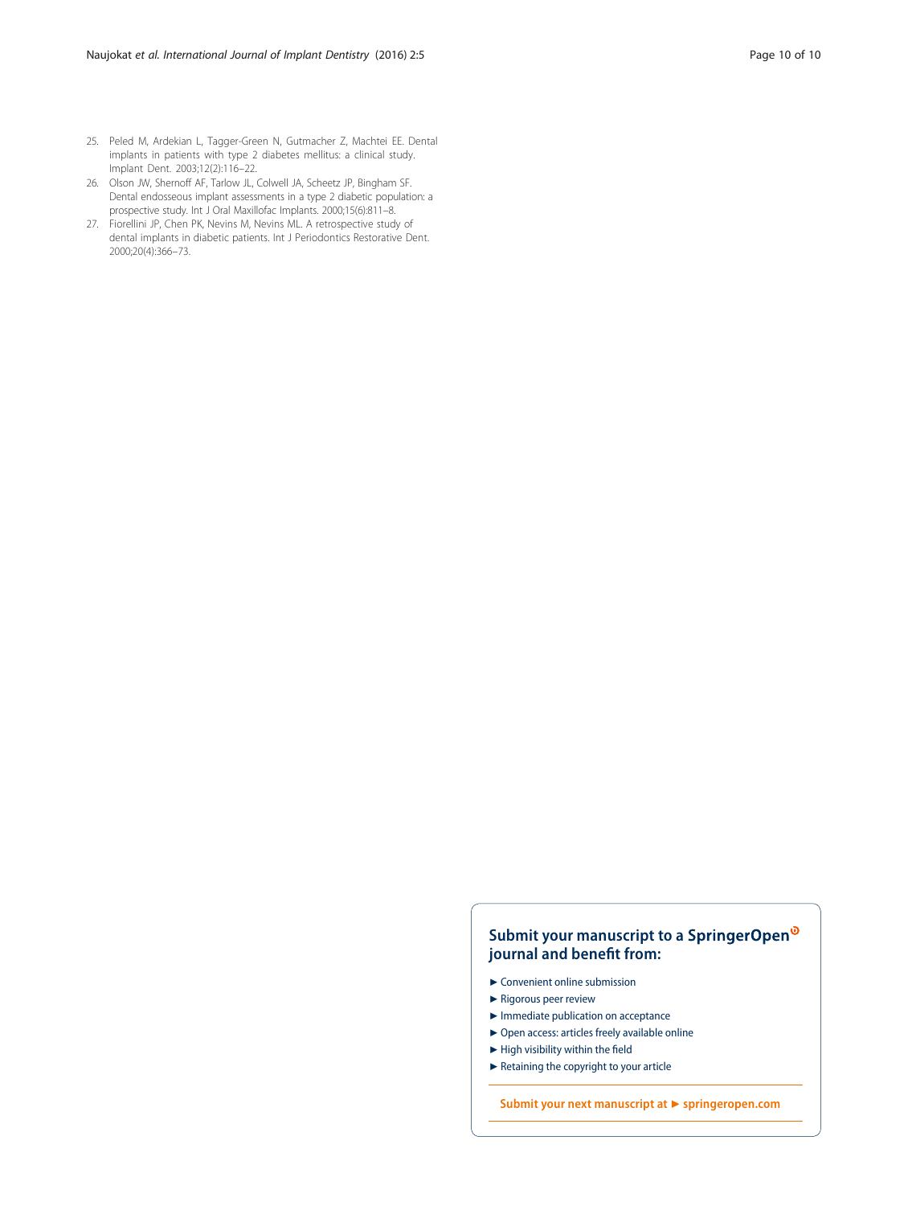25. Peled M, Ardekian L, Tagger-Green N, Gutmacher Z, Machtei EE. Dental implants in patients with type 2 diabetes mellitus: a clinical study. Implant Dent. 2003;12(2):116–22.
26. Olson JW, Shernoff AF, Tarlow JL, Colwell JA, Scheetz JP, Bingham SF. Dental endosseous implant assessments in a type 2 diabetic population: a prospective study. Int J Oral Maxillofac Implants. 2000;15(6):811–8.
27. Fiorellini JP, Chen PK, Nevins M, Nevins ML. A retrospective study of dental implants in diabetic patients. Int J Periodontics Restorative Dent. 2000;20(4):366–73.

**Submit your manuscript to a SpringerOpen journal and benefit from:**

- ► Convenient online submission
- ► Rigorous peer review
- ► Immediate publication on acceptance
- ► Open access: articles freely available online
- ► High visibility within the field
- ► Retaining the copyright to your article

**Submit your next manuscript at ► springeropen.com**